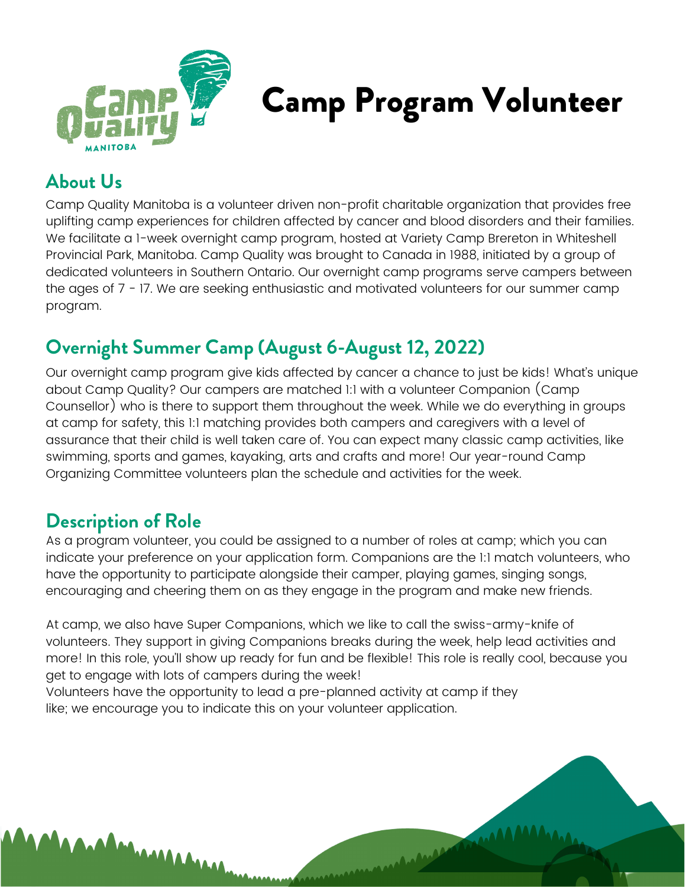# Camp Program Volunteer

## About Us

Camp Quality Manitoba is a volunteer driven non-profit charitable organization that provides free uplifting camp experiences for children affected by cancer and blood disorders and their families. We facilitate a 1-week overnight camp program, hosted at Variety Camp Brereton in Whiteshell Provincial Park, Manitoba. Camp Quality was brought to Canada in 1988, initiated by a group of dedicated volunteers in Southern Ontario. Our overnight camp programs serve campers between the ages of 7 - 17. We are seeking enthusiastic and motivated volunteers for our summer camp program.

## Overnight Summer Camp (August 6-August 12, 2022)

Our overnight camp program give kids affected by cancer a chance to just be kids! What's unique about Camp Quality? Our campers are matched 1:1 with a volunteer Companion (Camp Counsellor) who is there to support them throughout the week. While we do everything in groups at camp for safety, this 1:1 matching provides both campers and caregivers with a level of assurance that their child is well taken care of. You can expect many classic camp activities, like swimming, sports and games, kayaking, arts and crafts and more! Our year-round Camp Organizing Committee volunteers plan the schedule and activities for the week.

## Description of Role

As a program volunteer, you could be assigned to a number of roles at camp; which you can indicate your preference on your application form. Companions are the 1:1 match volunteers, who have the opportunity to participate alongside their camper, playing games, singing songs, encouraging and cheering them on as they engage in the program and make new friends.

At camp, we also have Super Companions, which we like to call the swiss-army-knife of volunteers. They support in giving Companions breaks during the week, help lead activities and more! In this role, you'll show up ready for fun and be flexible! This role is really cool, because you get to engage with lots of campers during the week!
Volunteers have the opportunity to lead a pre-planned activity at camp if they like; we encourage you to indicate this on your volunteer application.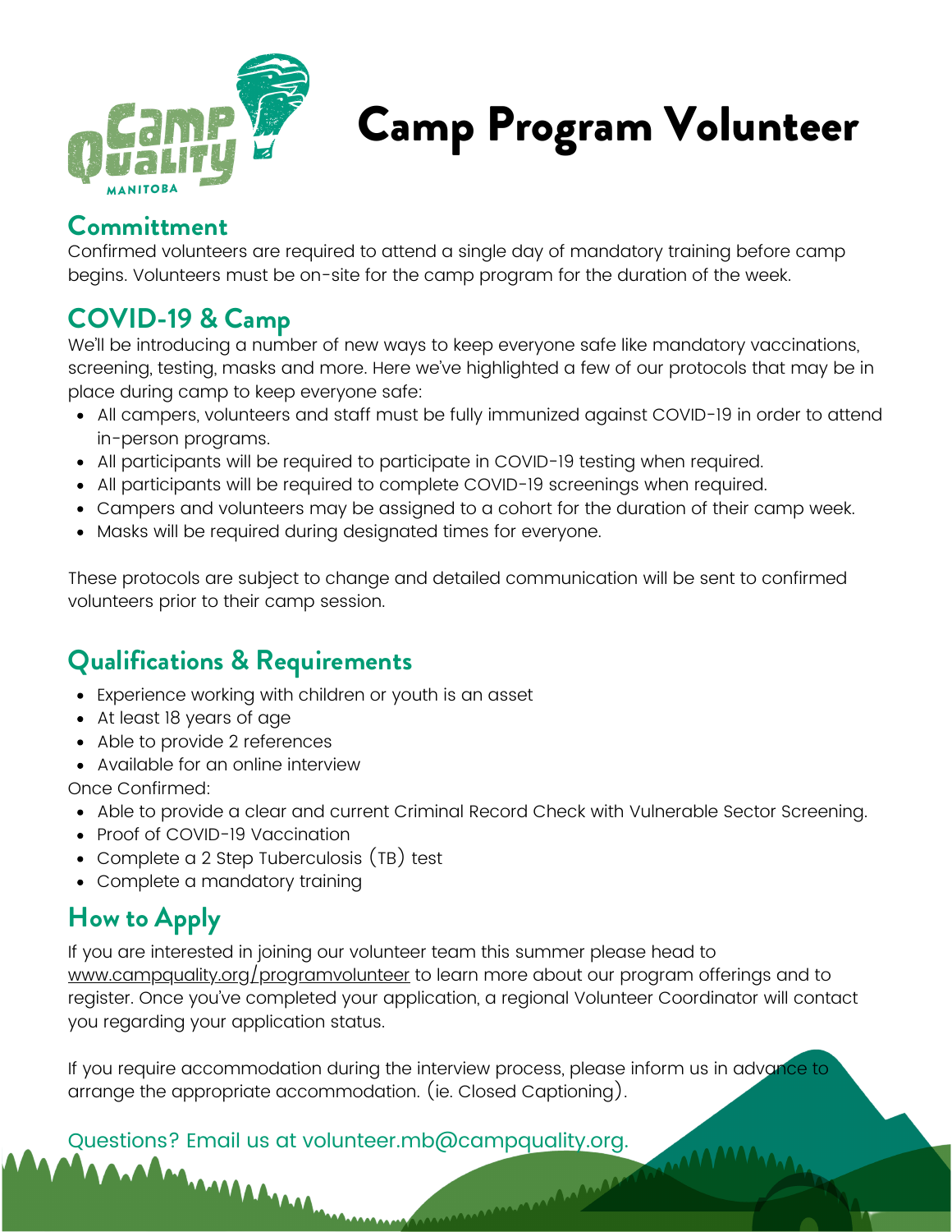# Camp Program Volunteer

## Committment

Confirmed volunteers are required to attend a single day of mandatory training before camp begins. Volunteers must be on-site for the camp program for the duration of the week.

## COVID-19 & Camp

We'll be introducing a number of new ways to keep everyone safe like mandatory vaccinations, screening, testing, masks and more. Here we've highlighted a few of our protocols that may be in place during camp to keep everyone safe:

- All campers, volunteers and staff must be fully immunized against COVID-19 in order to attend in-person programs.
- All participants will be required to participate in COVID-19 testing when required.
- All participants will be required to complete COVID-19 screenings when required.
- Campers and volunteers may be assigned to a cohort for the duration of their camp week.
- Masks will be required during designated times for everyone.

These protocols are subject to change and detailed communication will be sent to confirmed volunteers prior to their camp session.

## Qualifications & Requirements

- Experience working with children or youth is an asset
- At least 18 years of age
- Able to provide 2 references
- Available for an online interview

Once Confirmed:

- Able to provide a clear and current Criminal Record Check with Vulnerable Sector Screening.
- Proof of COVID-19 Vaccination
- Complete a 2 Step Tuberculosis (TB) test
- Complete a mandatory training

## How to Apply

If you are interested in joining our volunteer team this summer please head to www.campquality.org/programvolunteer to learn more about our program offerings and to register. Once you've completed your application, a regional Volunteer Coordinator will contact you regarding your application status.

If you require accommodation during the interview process, please inform us in advance to arrange the appropriate accommodation. (ie. Closed Captioning).

Questions? Email us at volunteer.mb@campquality.org.